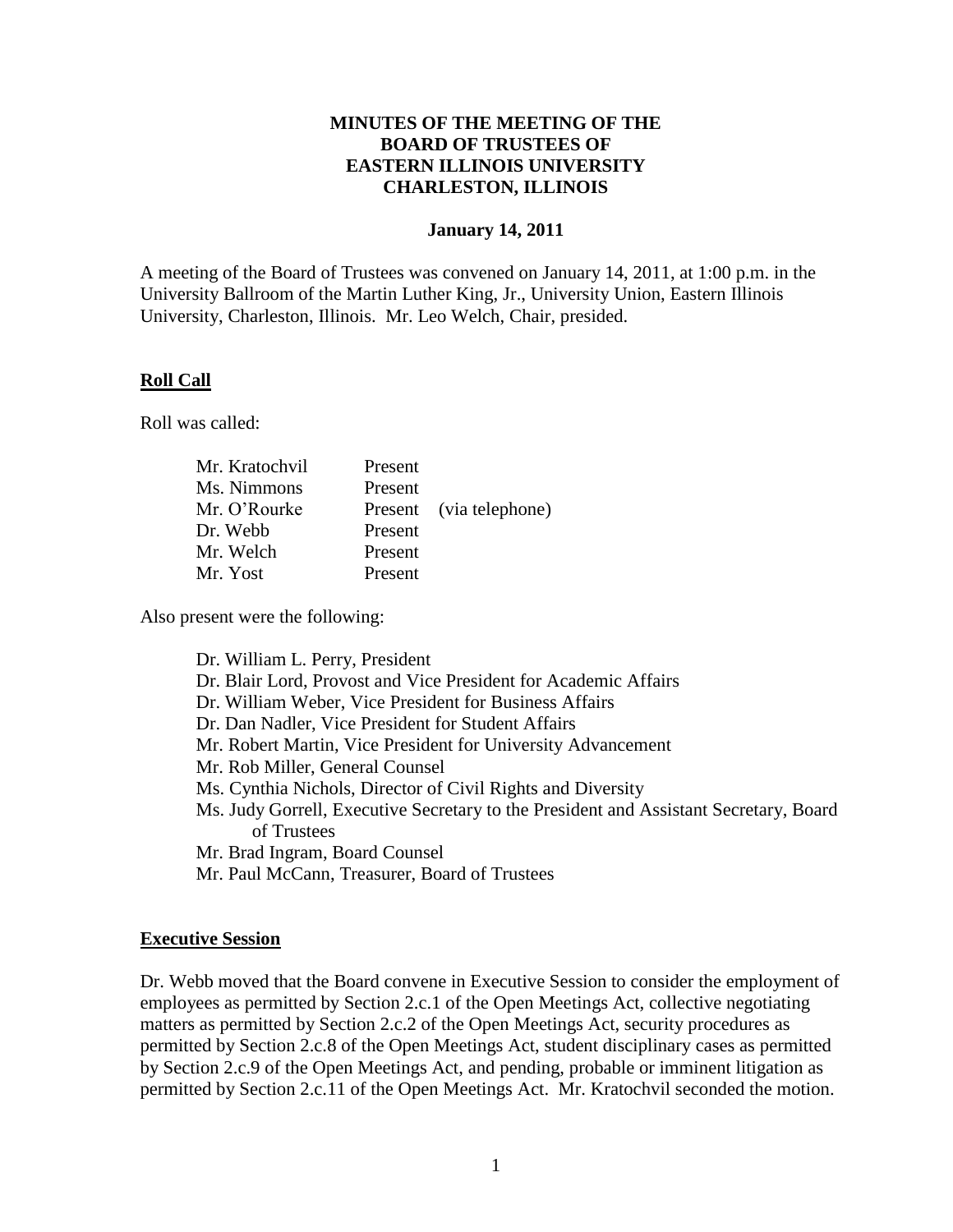# MINUTES OF THE MEETING OF THE BOARD OF TRUSTEES OF EASTERN ILLINOIS UNIVERSITY CHARLESTON, ILLINOIS

**January 14, 2011**

A meeting of the Board of Trustees was convened on January 14, 2011, at 1:00 p.m. in the University Ballroom of the Martin Luther King, Jr., University Union, Eastern Illinois University, Charleston, Illinois. Mr. Leo Welch, Chair, presided.

## Roll Call

Roll was called:

| | | |
|---|---|---|
| Mr. Kratochvil | Present | |
| Ms. Nimmons | Present | |
| Mr. O'Rourke | Present | (via telephone) |
| Dr. Webb | Present | |
| Mr. Welch | Present | |
| Mr. Yost | Present | |

Also present were the following:

- Dr. William L. Perry, President
- Dr. Blair Lord, Provost and Vice President for Academic Affairs
- Dr. William Weber, Vice President for Business Affairs
- Dr. Dan Nadler, Vice President for Student Affairs
- Mr. Robert Martin, Vice President for University Advancement
- Mr. Rob Miller, General Counsel
- Ms. Cynthia Nichols, Director of Civil Rights and Diversity
- Ms. Judy Gorrell, Executive Secretary to the President and Assistant Secretary, Board of Trustees
- Mr. Brad Ingram, Board Counsel
- Mr. Paul McCann, Treasurer, Board of Trustees

## Executive Session

Dr. Webb moved that the Board convene in Executive Session to consider the employment of employees as permitted by Section 2.c.1 of the Open Meetings Act, collective negotiating matters as permitted by Section 2.c.2 of the Open Meetings Act, security procedures as permitted by Section 2.c.8 of the Open Meetings Act, student disciplinary cases as permitted by Section 2.c.9 of the Open Meetings Act, and pending, probable or imminent litigation as permitted by Section 2.c.11 of the Open Meetings Act. Mr. Kratochvil seconded the motion.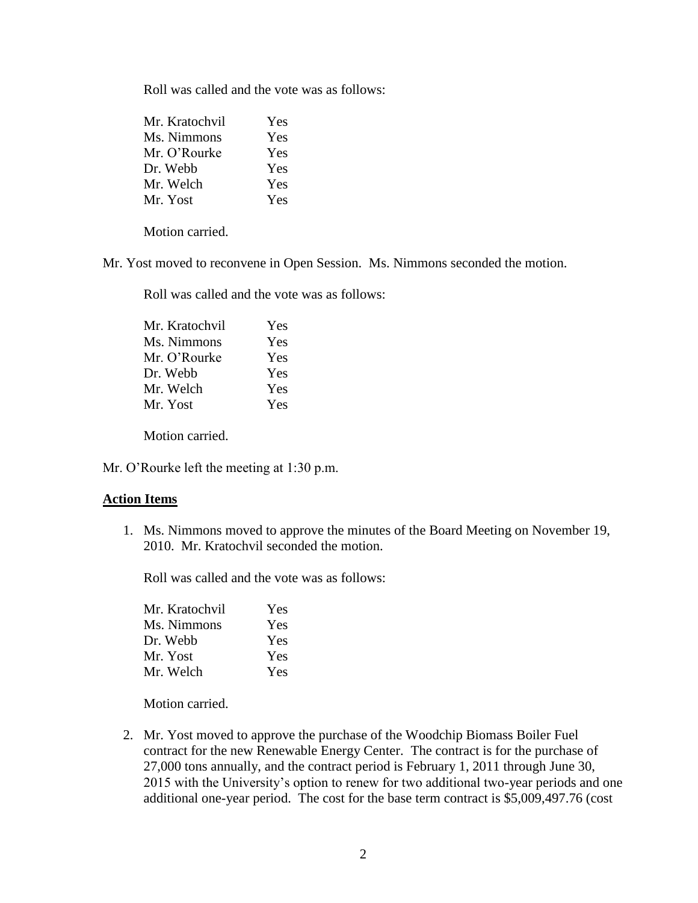Roll was called and the vote was as follows:

| | |
|---|---|
| Mr. Kratochvil | Yes |
| Ms. Nimmons | Yes |
| Mr. O'Rourke | Yes |
| Dr. Webb | Yes |
| Mr. Welch | Yes |
| Mr. Yost | Yes |

Motion carried.

Mr. Yost moved to reconvene in Open Session. Ms. Nimmons seconded the motion.

Roll was called and the vote was as follows:

| | |
|---|---|
| Mr. Kratochvil | Yes |
| Ms. Nimmons | Yes |
| Mr. O'Rourke | Yes |
| Dr. Webb | Yes |
| Mr. Welch | Yes |
| Mr. Yost | Yes |

Motion carried.

Mr. O'Rourke left the meeting at 1:30 p.m.

**Action Items**

1. Ms. Nimmons moved to approve the minutes of the Board Meeting on November 19, 2010. Mr. Kratochvil seconded the motion.

   Roll was called and the vote was as follows:

   | | |
   |---|---|
   | Mr. Kratochvil | Yes |
   | Ms. Nimmons | Yes |
   | Dr. Webb | Yes |
   | Mr. Yost | Yes |
   | Mr. Welch | Yes |

   Motion carried.

2. Mr. Yost moved to approve the purchase of the Woodchip Biomass Boiler Fuel contract for the new Renewable Energy Center. The contract is for the purchase of 27,000 tons annually, and the contract period is February 1, 2011 through June 30, 2015 with the University's option to renew for two additional two-year periods and one additional one-year period. The cost for the base term contract is $5,009,497.76 (cost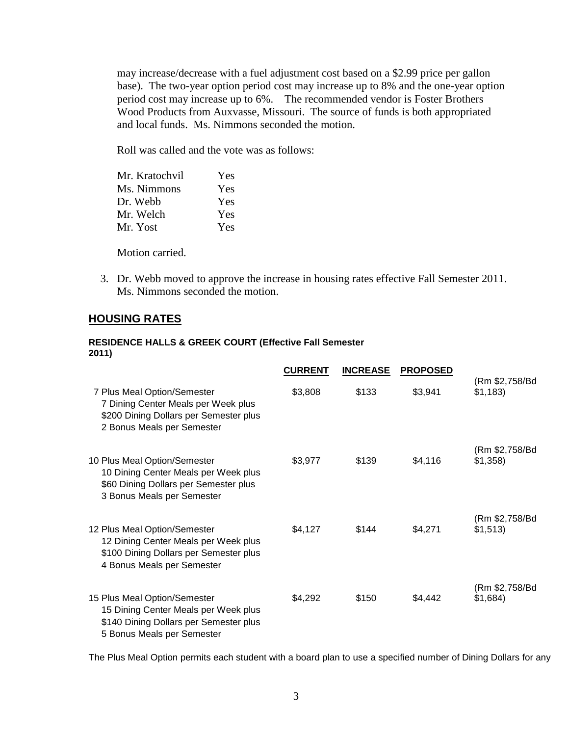may increase/decrease with a fuel adjustment cost based on a $2.99 price per gallon base). The two-year option period cost may increase up to 8% and the one-year option period cost may increase up to 6%. The recommended vendor is Foster Brothers Wood Products from Auxvasse, Missouri. The source of funds is both appropriated and local funds. Ms. Nimmons seconded the motion.

Roll was called and the vote was as follows:

| | |
|---|---|
| Mr. Kratochvil | Yes |
| Ms. Nimmons | Yes |
| Dr. Webb | Yes |
| Mr. Welch | Yes |
| Mr. Yost | Yes |

Motion carried.

3. Dr. Webb moved to approve the increase in housing rates effective Fall Semester 2011. Ms. Nimmons seconded the motion.

## HOUSING RATES

**RESIDENCE HALLS & GREEK COURT (Effective Fall Semester 2011)**

| | CURRENT | INCREASE | PROPOSED | |
|---|---|---|---|---|
| 7 Plus Meal Option/Semester<br>7 Dining Center Meals per Week plus<br>$200 Dining Dollars per Semester plus<br>2 Bonus Meals per Semester | $3,808 | $133 | $3,941 | (Rm $2,758/Bd $1,183) |
| 10 Plus Meal Option/Semester<br>10 Dining Center Meals per Week plus<br>$60 Dining Dollars per Semester plus<br>3 Bonus Meals per Semester | $3,977 | $139 | $4,116 | (Rm $2,758/Bd $1,358) |
| 12 Plus Meal Option/Semester<br>12 Dining Center Meals per Week plus<br>$100 Dining Dollars per Semester plus<br>4 Bonus Meals per Semester | $4,127 | $144 | $4,271 | (Rm $2,758/Bd $1,513) |
| 15 Plus Meal Option/Semester<br>15 Dining Center Meals per Week plus<br>$140 Dining Dollars per Semester plus<br>5 Bonus Meals per Semester | $4,292 | $150 | $4,442 | (Rm $2,758/Bd $1,684) |

The Plus Meal Option permits each student with a board plan to use a specified number of Dining Dollars for any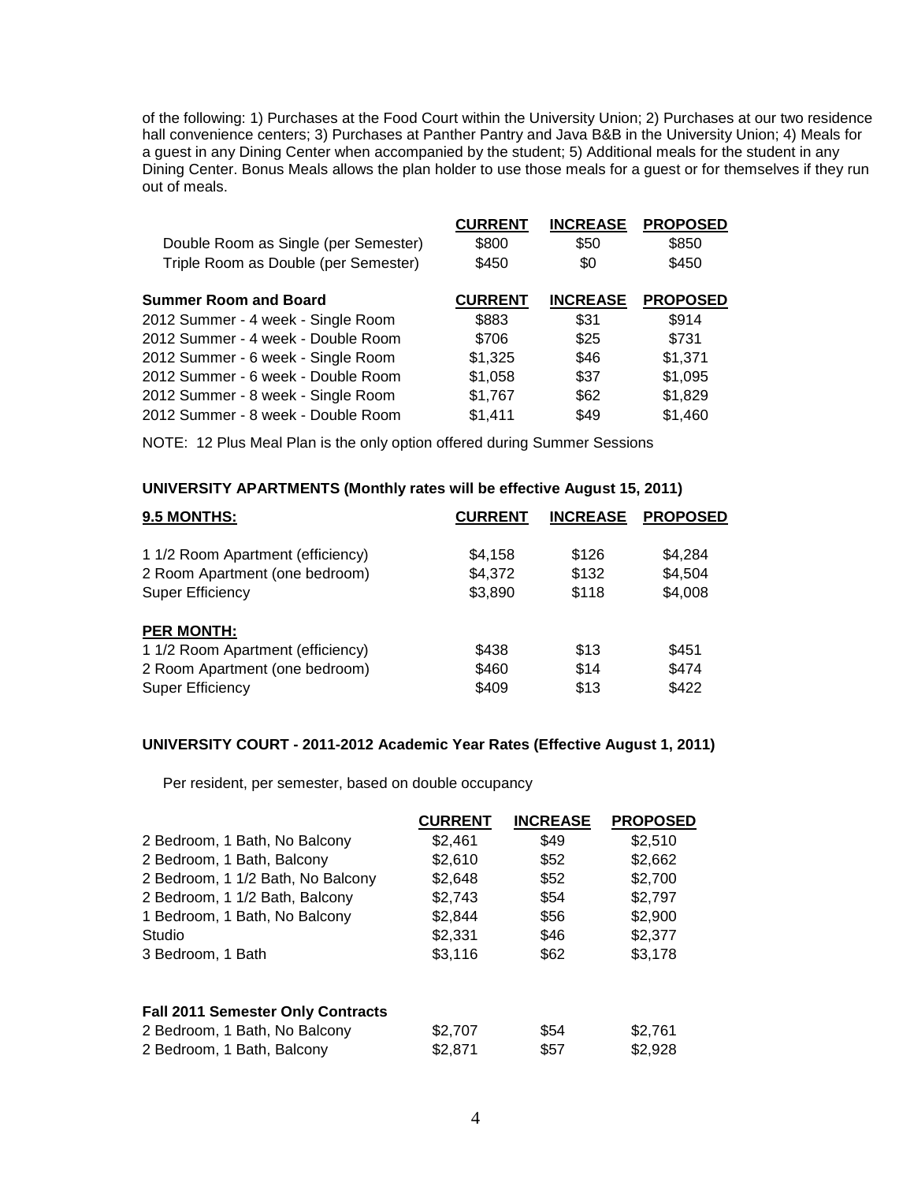of the following: 1) Purchases at the Food Court within the University Union; 2) Purchases at our two residence hall convenience centers; 3) Purchases at Panther Pantry and Java B&B in the University Union; 4) Meals for a guest in any Dining Center when accompanied by the student; 5) Additional meals for the student in any Dining Center. Bonus Meals allows the plan holder to use those meals for a guest or for themselves if they run out of meals.

| | CURRENT | INCREASE | PROPOSED |
|---|---|---|---|
| Double Room as Single (per Semester) | $800 | $50 | $850 |
| Triple Room as Double (per Semester) | $450 | $0 | $450 |

| **Summer Room and Board** | CURRENT | INCREASE | PROPOSED |
|---|---|---|---|
| 2012 Summer - 4 week - Single Room | $883 | $31 | $914 |
| 2012 Summer - 4 week - Double Room | $706 | $25 | $731 |
| 2012 Summer - 6 week - Single Room | $1,325 | $46 | $1,371 |
| 2012 Summer - 6 week - Double Room | $1,058 | $37 | $1,095 |
| 2012 Summer - 8 week - Single Room | $1,767 | $62 | $1,829 |
| 2012 Summer - 8 week - Double Room | $1,411 | $49 | $1,460 |

NOTE: 12 Plus Meal Plan is the only option offered during Summer Sessions

**UNIVERSITY APARTMENTS (Monthly rates will be effective August 15, 2011)**

| 9.5 MONTHS: | CURRENT | INCREASE | PROPOSED |
|---|---|---|---|
| 1 1/2 Room Apartment (efficiency) | $4,158 | $126 | $4,284 |
| 2 Room Apartment (one bedroom) | $4,372 | $132 | $4,504 |
| Super Efficiency | $3,890 | $118 | $4,008 |
| **PER MONTH:** | | | |
| 1 1/2 Room Apartment (efficiency) | $438 | $13 | $451 |
| 2 Room Apartment (one bedroom) | $460 | $14 | $474 |
| Super Efficiency | $409 | $13 | $422 |

**UNIVERSITY COURT - 2011-2012 Academic Year Rates (Effective August 1, 2011)**

Per resident, per semester, based on double occupancy

| | CURRENT | INCREASE | PROPOSED |
|---|---|---|---|
| 2 Bedroom, 1 Bath, No Balcony | $2,461 | $49 | $2,510 |
| 2 Bedroom, 1 Bath, Balcony | $2,610 | $52 | $2,662 |
| 2 Bedroom, 1 1/2 Bath, No Balcony | $2,648 | $52 | $2,700 |
| 2 Bedroom, 1 1/2 Bath, Balcony | $2,743 | $54 | $2,797 |
| 1 Bedroom, 1 Bath, No Balcony | $2,844 | $56 | $2,900 |
| Studio | $2,331 | $46 | $2,377 |
| 3 Bedroom, 1 Bath | $3,116 | $62 | $3,178 |
| **Fall 2011 Semester Only Contracts** | | | |
| 2 Bedroom, 1 Bath, No Balcony | $2,707 | $54 | $2,761 |
| 2 Bedroom, 1 Bath, Balcony | $2,871 | $57 | $2,928 |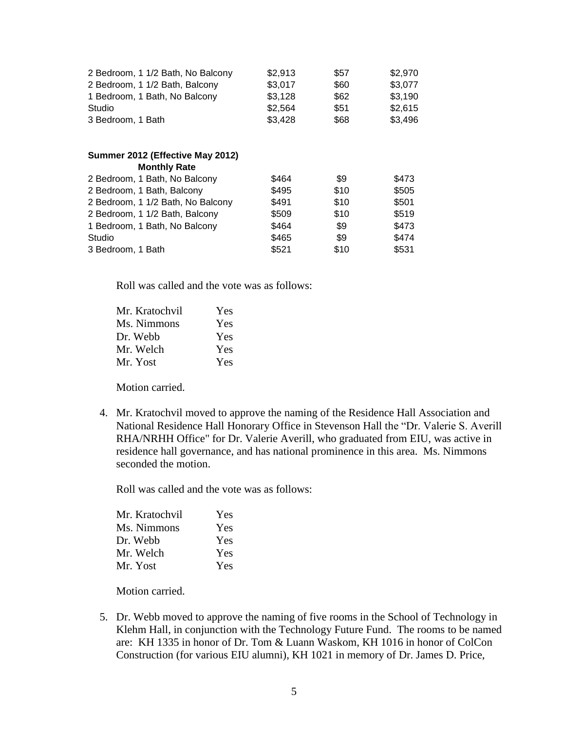| | | | |
|---|---|---|---|
| 2 Bedroom, 1 1/2 Bath, No Balcony | $2,913 | $57 | $2,970 |
| 2 Bedroom, 1 1/2 Bath, Balcony | $3,017 | $60 | $3,077 |
| 1 Bedroom, 1 Bath, No Balcony | $3,128 | $62 | $3,190 |
| Studio | $2,564 | $51 | $2,615 |
| 3 Bedroom, 1 Bath | $3,428 | $68 | $3,496 |

**Summer 2012 (Effective May 2012)**
**Monthly Rate**

| | | | |
|---|---|---|---|
| 2 Bedroom, 1 Bath, No Balcony | $464 | $9 | $473 |
| 2 Bedroom, 1 Bath, Balcony | $495 | $10 | $505 |
| 2 Bedroom, 1 1/2 Bath, No Balcony | $491 | $10 | $501 |
| 2 Bedroom, 1 1/2 Bath, Balcony | $509 | $10 | $519 |
| 1 Bedroom, 1 Bath, No Balcony | $464 | $9 | $473 |
| Studio | $465 | $9 | $474 |
| 3 Bedroom, 1 Bath | $521 | $10 | $531 |

Roll was called and the vote was as follows:

| | |
|---|---|
| Mr. Kratochvil | Yes |
| Ms. Nimmons | Yes |
| Dr. Webb | Yes |
| Mr. Welch | Yes |
| Mr. Yost | Yes |

Motion carried.

4. Mr. Kratochvil moved to approve the naming of the Residence Hall Association and National Residence Hall Honorary Office in Stevenson Hall the "Dr. Valerie S. Averill RHA/NRHH Office" for Dr. Valerie Averill, who graduated from EIU, was active in residence hall governance, and has national prominence in this area. Ms. Nimmons seconded the motion.

   Roll was called and the vote was as follows:

   | | |
   |---|---|
   | Mr. Kratochvil | Yes |
   | Ms. Nimmons | Yes |
   | Dr. Webb | Yes |
   | Mr. Welch | Yes |
   | Mr. Yost | Yes |

   Motion carried.

5. Dr. Webb moved to approve the naming of five rooms in the School of Technology in Klehm Hall, in conjunction with the Technology Future Fund. The rooms to be named are: KH 1335 in honor of Dr. Tom & Luann Waskom, KH 1016 in honor of ColCon Construction (for various EIU alumni), KH 1021 in memory of Dr. James D. Price,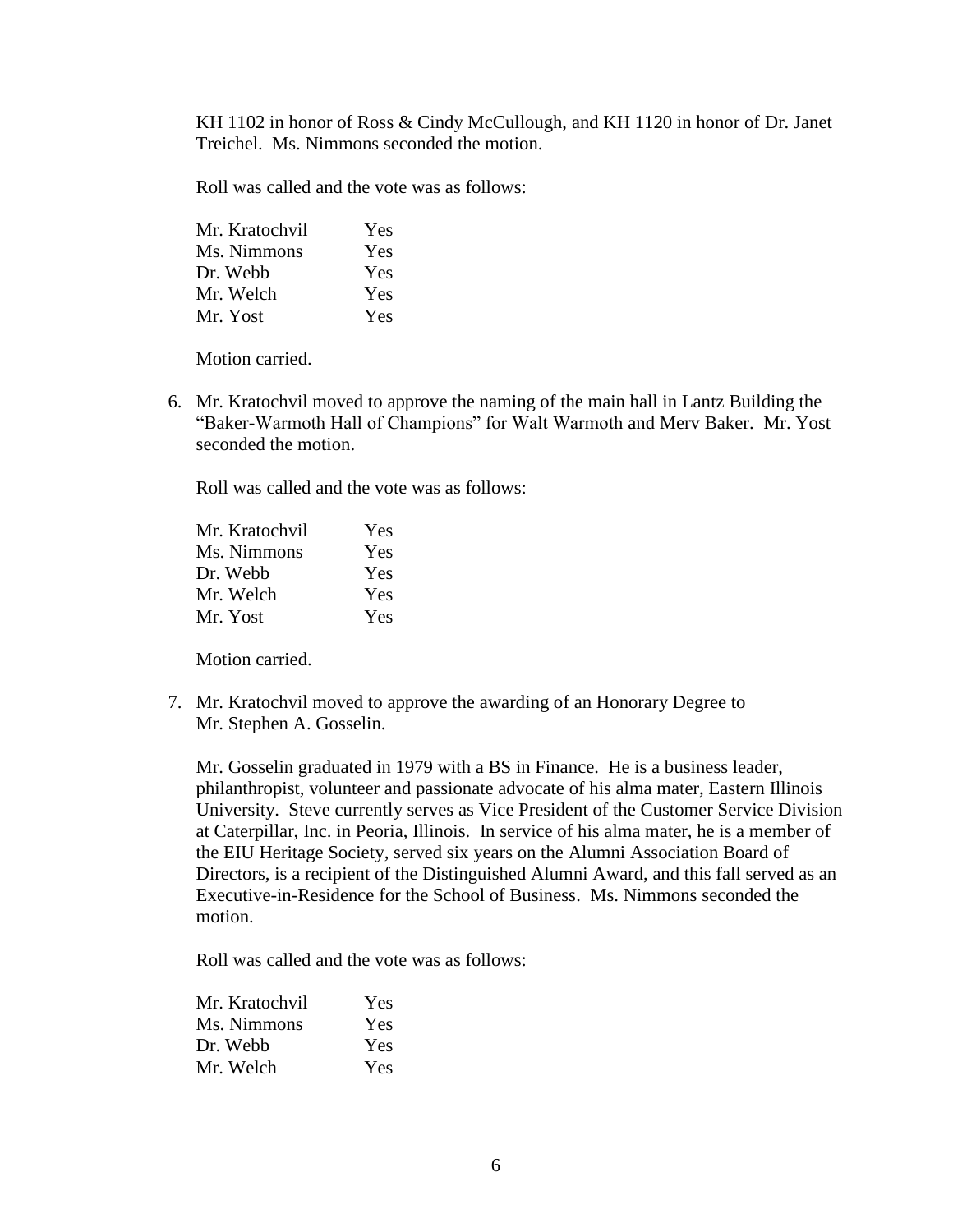KH 1102 in honor of Ross & Cindy McCullough, and KH 1120 in honor of Dr. Janet Treichel. Ms. Nimmons seconded the motion.

Roll was called and the vote was as follows:

| | |
|---|---|
| Mr. Kratochvil | Yes |
| Ms. Nimmons | Yes |
| Dr. Webb | Yes |
| Mr. Welch | Yes |
| Mr. Yost | Yes |

Motion carried.

6. Mr. Kratochvil moved to approve the naming of the main hall in Lantz Building the "Baker-Warmoth Hall of Champions" for Walt Warmoth and Merv Baker. Mr. Yost seconded the motion.

   Roll was called and the vote was as follows:

   | | |
   |---|---|
   | Mr. Kratochvil | Yes |
   | Ms. Nimmons | Yes |
   | Dr. Webb | Yes |
   | Mr. Welch | Yes |
   | Mr. Yost | Yes |

   Motion carried.

7. Mr. Kratochvil moved to approve the awarding of an Honorary Degree to Mr. Stephen A. Gosselin.

   Mr. Gosselin graduated in 1979 with a BS in Finance. He is a business leader, philanthropist, volunteer and passionate advocate of his alma mater, Eastern Illinois University. Steve currently serves as Vice President of the Customer Service Division at Caterpillar, Inc. in Peoria, Illinois. In service of his alma mater, he is a member of the EIU Heritage Society, served six years on the Alumni Association Board of Directors, is a recipient of the Distinguished Alumni Award, and this fall served as an Executive-in-Residence for the School of Business. Ms. Nimmons seconded the motion.

   Roll was called and the vote was as follows:

   | | |
   |---|---|
   | Mr. Kratochvil | Yes |
   | Ms. Nimmons | Yes |
   | Dr. Webb | Yes |
   | Mr. Welch | Yes |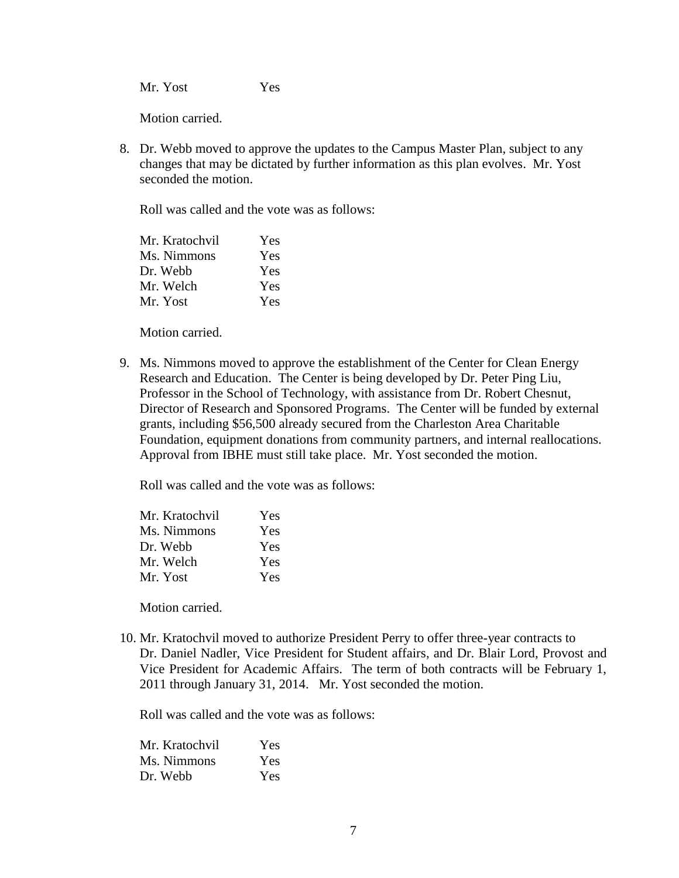Mr. Yost Yes

Motion carried.

8. Dr. Webb moved to approve the updates to the Campus Master Plan, subject to any changes that may be dictated by further information as this plan evolves. Mr. Yost seconded the motion.

   Roll was called and the vote was as follows:

   | | |
   |---|---|
   | Mr. Kratochvil | Yes |
   | Ms. Nimmons | Yes |
   | Dr. Webb | Yes |
   | Mr. Welch | Yes |
   | Mr. Yost | Yes |

   Motion carried.

9. Ms. Nimmons moved to approve the establishment of the Center for Clean Energy Research and Education. The Center is being developed by Dr. Peter Ping Liu, Professor in the School of Technology, with assistance from Dr. Robert Chesnut, Director of Research and Sponsored Programs. The Center will be funded by external grants, including $56,500 already secured from the Charleston Area Charitable Foundation, equipment donations from community partners, and internal reallocations. Approval from IBHE must still take place. Mr. Yost seconded the motion.

   Roll was called and the vote was as follows:

   | | |
   |---|---|
   | Mr. Kratochvil | Yes |
   | Ms. Nimmons | Yes |
   | Dr. Webb | Yes |
   | Mr. Welch | Yes |
   | Mr. Yost | Yes |

   Motion carried.

10. Mr. Kratochvil moved to authorize President Perry to offer three-year contracts to Dr. Daniel Nadler, Vice President for Student affairs, and Dr. Blair Lord, Provost and Vice President for Academic Affairs. The term of both contracts will be February 1, 2011 through January 31, 2014. Mr. Yost seconded the motion.

    Roll was called and the vote was as follows:

    | | |
    |---|---|
    | Mr. Kratochvil | Yes |
    | Ms. Nimmons | Yes |
    | Dr. Webb | Yes |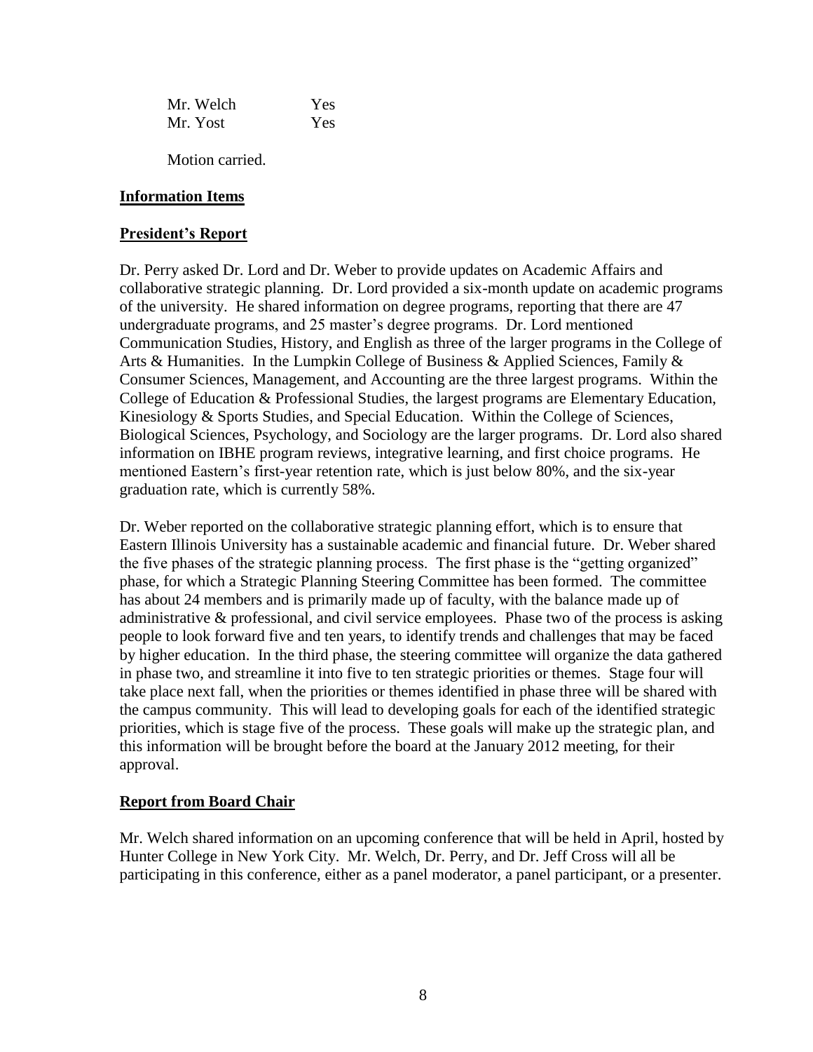| | |
|---|---|
| Mr. Welch | Yes |
| Mr. Yost | Yes |

Motion carried.

**Information Items**

**President's Report**

Dr. Perry asked Dr. Lord and Dr. Weber to provide updates on Academic Affairs and collaborative strategic planning. Dr. Lord provided a six-month update on academic programs of the university. He shared information on degree programs, reporting that there are 47 undergraduate programs, and 25 master's degree programs. Dr. Lord mentioned Communication Studies, History, and English as three of the larger programs in the College of Arts & Humanities. In the Lumpkin College of Business & Applied Sciences, Family & Consumer Sciences, Management, and Accounting are the three largest programs. Within the College of Education & Professional Studies, the largest programs are Elementary Education, Kinesiology & Sports Studies, and Special Education. Within the College of Sciences, Biological Sciences, Psychology, and Sociology are the larger programs. Dr. Lord also shared information on IBHE program reviews, integrative learning, and first choice programs. He mentioned Eastern's first-year retention rate, which is just below 80%, and the six-year graduation rate, which is currently 58%.

Dr. Weber reported on the collaborative strategic planning effort, which is to ensure that Eastern Illinois University has a sustainable academic and financial future. Dr. Weber shared the five phases of the strategic planning process. The first phase is the "getting organized" phase, for which a Strategic Planning Steering Committee has been formed. The committee has about 24 members and is primarily made up of faculty, with the balance made up of administrative & professional, and civil service employees. Phase two of the process is asking people to look forward five and ten years, to identify trends and challenges that may be faced by higher education. In the third phase, the steering committee will organize the data gathered in phase two, and streamline it into five to ten strategic priorities or themes. Stage four will take place next fall, when the priorities or themes identified in phase three will be shared with the campus community. This will lead to developing goals for each of the identified strategic priorities, which is stage five of the process. These goals will make up the strategic plan, and this information will be brought before the board at the January 2012 meeting, for their approval.

**Report from Board Chair**

Mr. Welch shared information on an upcoming conference that will be held in April, hosted by Hunter College in New York City. Mr. Welch, Dr. Perry, and Dr. Jeff Cross will all be participating in this conference, either as a panel moderator, a panel participant, or a presenter.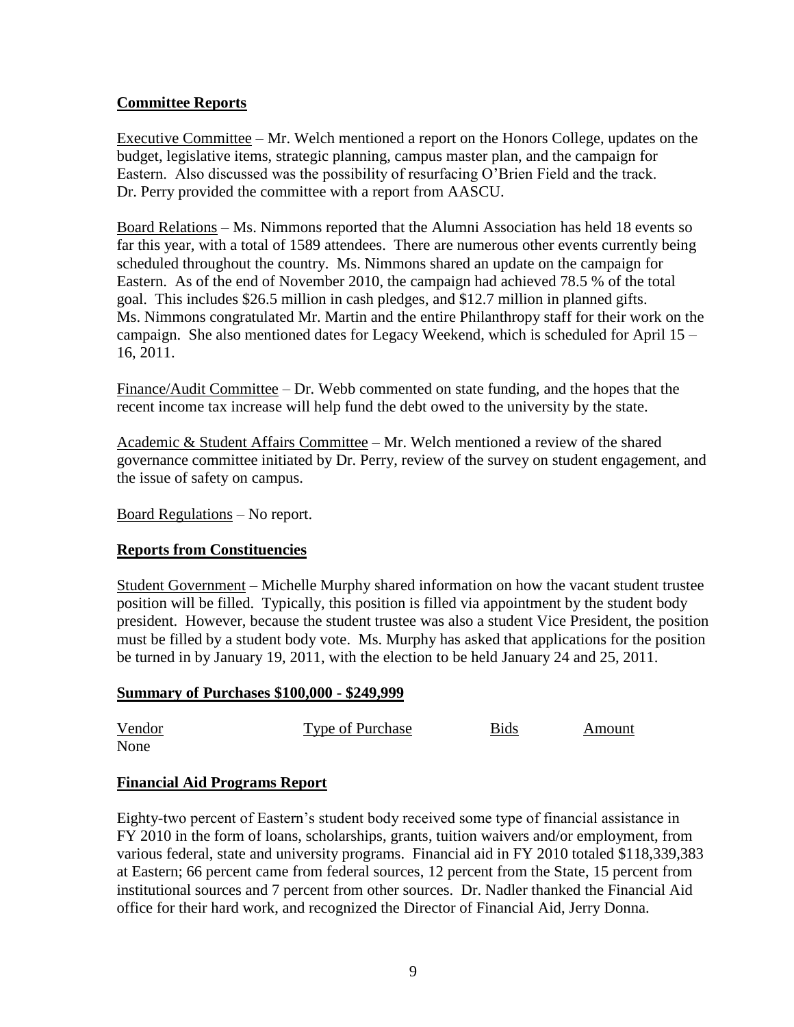## **Committee Reports**

Executive Committee – Mr. Welch mentioned a report on the Honors College, updates on the budget, legislative items, strategic planning, campus master plan, and the campaign for Eastern. Also discussed was the possibility of resurfacing O'Brien Field and the track. Dr. Perry provided the committee with a report from AASCU.

Board Relations – Ms. Nimmons reported that the Alumni Association has held 18 events so far this year, with a total of 1589 attendees. There are numerous other events currently being scheduled throughout the country. Ms. Nimmons shared an update on the campaign for Eastern. As of the end of November 2010, the campaign had achieved 78.5 % of the total goal. This includes $26.5 million in cash pledges, and $12.7 million in planned gifts. Ms. Nimmons congratulated Mr. Martin and the entire Philanthropy staff for their work on the campaign. She also mentioned dates for Legacy Weekend, which is scheduled for April 15 – 16, 2011.

Finance/Audit Committee – Dr. Webb commented on state funding, and the hopes that the recent income tax increase will help fund the debt owed to the university by the state.

Academic & Student Affairs Committee – Mr. Welch mentioned a review of the shared governance committee initiated by Dr. Perry, review of the survey on student engagement, and the issue of safety on campus.

Board Regulations – No report.

## **Reports from Constituencies**

Student Government – Michelle Murphy shared information on how the vacant student trustee position will be filled. Typically, this position is filled via appointment by the student body president. However, because the student trustee was also a student Vice President, the position must be filled by a student body vote. Ms. Murphy has asked that applications for the position be turned in by January 19, 2011, with the election to be held January 24 and 25, 2011.

## **Summary of Purchases $100,000 - $249,999**

| Vendor | Type of Purchase | Bids | Amount |
|---|---|---|---|
| None | | | |

## **Financial Aid Programs Report**

Eighty-two percent of Eastern's student body received some type of financial assistance in FY 2010 in the form of loans, scholarships, grants, tuition waivers and/or employment, from various federal, state and university programs. Financial aid in FY 2010 totaled $118,339,383 at Eastern; 66 percent came from federal sources, 12 percent from the State, 15 percent from institutional sources and 7 percent from other sources. Dr. Nadler thanked the Financial Aid office for their hard work, and recognized the Director of Financial Aid, Jerry Donna.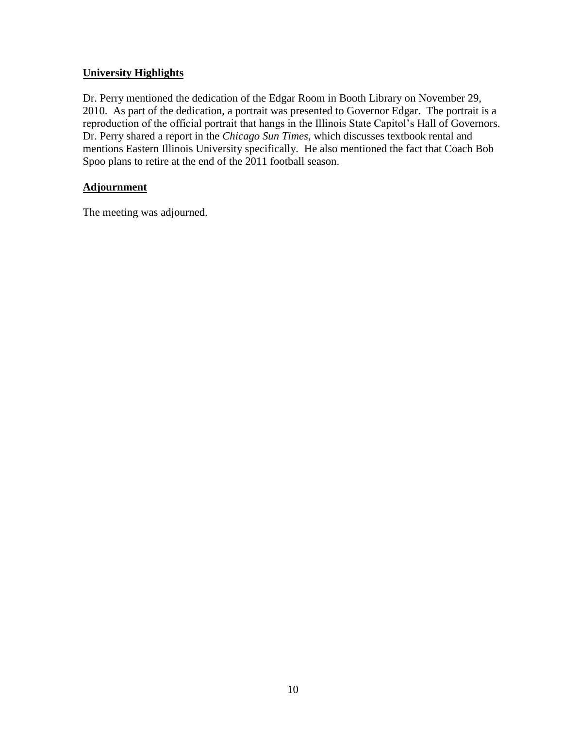## University Highlights

Dr. Perry mentioned the dedication of the Edgar Room in Booth Library on November 29, 2010. As part of the dedication, a portrait was presented to Governor Edgar. The portrait is a reproduction of the official portrait that hangs in the Illinois State Capitol's Hall of Governors. Dr. Perry shared a report in the *Chicago Sun Times*, which discusses textbook rental and mentions Eastern Illinois University specifically. He also mentioned the fact that Coach Bob Spoo plans to retire at the end of the 2011 football season.

## Adjournment

The meeting was adjourned.